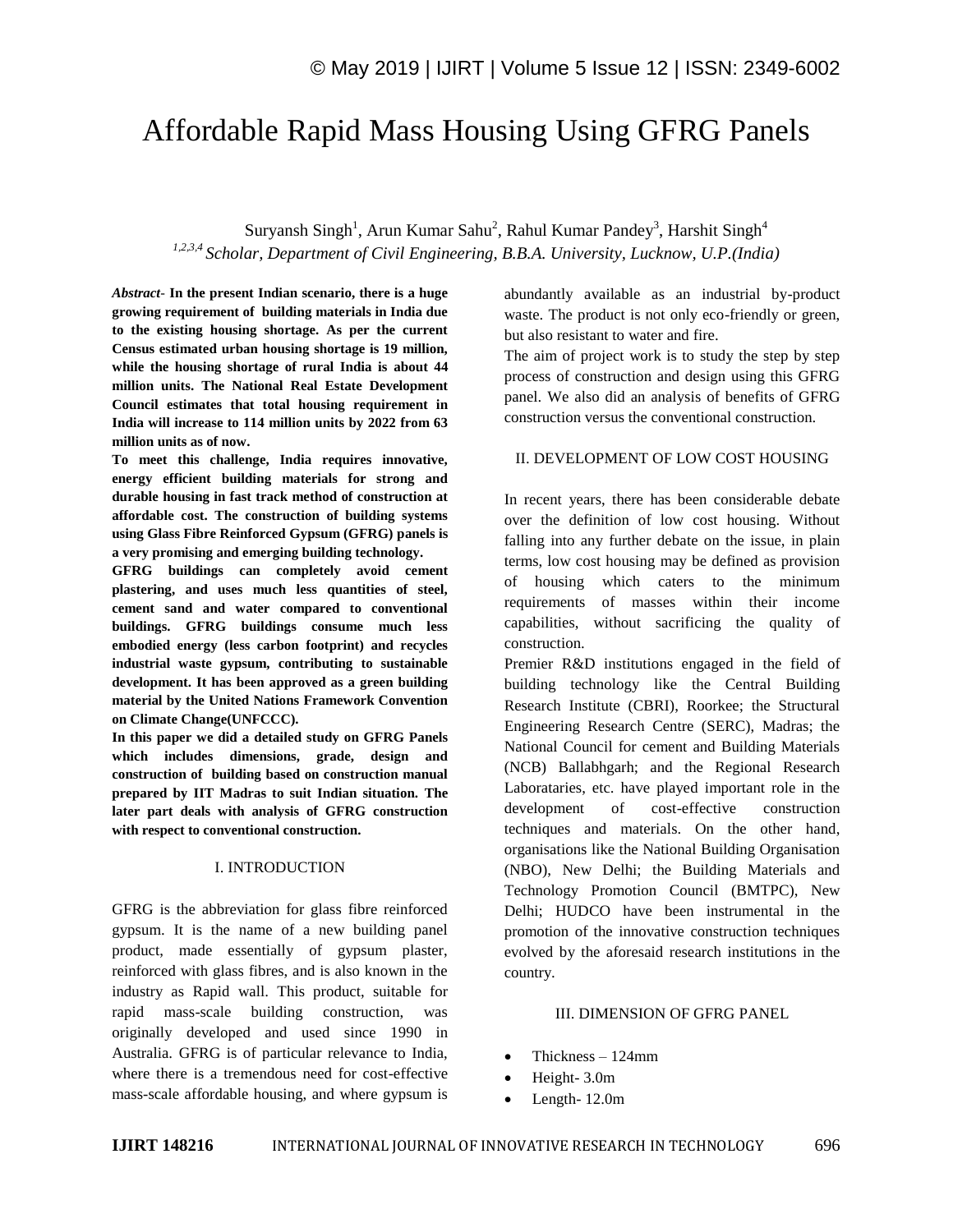# Affordable Rapid Mass Housing Using GFRG Panels

Suryansh Singh[1], Arun Kumar Sahu[2], Rahul Kumar Pandey[3], Harshit Singh[4]

[1,2,3,4] *Scholar, Department of Civil Engineering, B.B.A. University, Lucknow, U.P.(India)*

***Abstract*- In the present Indian scenario, there is a huge growing requirement of building materials in India due to the existing housing shortage. As per the current Census estimated urban housing shortage is 19 million, while the housing shortage of rural India is about 44 million units. The National Real Estate Development Council estimates that total housing requirement in India will increase to 114 million units by 2022 from 63 million units as of now.**

**To meet this challenge, India requires innovative, energy efficient building materials for strong and durable housing in fast track method of construction at affordable cost. The construction of building systems using Glass Fibre Reinforced Gypsum (GFRG) panels is a very promising and emerging building technology.**

**GFRG buildings can completely avoid cement plastering, and uses much less quantities of steel, cement sand and water compared to conventional buildings. GFRG buildings consume much less embodied energy (less carbon footprint) and recycles industrial waste gypsum, contributing to sustainable development. It has been approved as a green building material by the United Nations Framework Convention on Climate Change(UNFCCC).**

**In this paper we did a detailed study on GFRG Panels which includes dimensions, grade, design and construction of building based on construction manual prepared by IIT Madras to suit Indian situation. The later part deals with analysis of GFRG construction with respect to conventional construction.**

## I. INTRODUCTION

GFRG is the abbreviation for glass fibre reinforced gypsum. It is the name of a new building panel product, made essentially of gypsum plaster, reinforced with glass fibres, and is also known in the industry as Rapid wall. This product, suitable for rapid mass-scale building construction, was originally developed and used since 1990 in Australia. GFRG is of particular relevance to India, where there is a tremendous need for cost-effective mass-scale affordable housing, and where gypsum is abundantly available as an industrial by-product waste. The product is not only eco-friendly or green, but also resistant to water and fire.

The aim of project work is to study the step by step process of construction and design using this GFRG panel. We also did an analysis of benefits of GFRG construction versus the conventional construction.

## II. DEVELOPMENT OF LOW COST HOUSING

In recent years, there has been considerable debate over the definition of low cost housing. Without falling into any further debate on the issue, in plain terms, low cost housing may be defined as provision of housing which caters to the minimum requirements of masses within their income capabilities, without sacrificing the quality of construction.

Premier R&D institutions engaged in the field of building technology like the Central Building Research Institute (CBRI), Roorkee; the Structural Engineering Research Centre (SERC), Madras; the National Council for cement and Building Materials (NCB) Ballabhgarh; and the Regional Research Laborataries, etc. have played important role in the development of cost-effective construction techniques and materials. On the other hand, organisations like the National Building Organisation (NBO), New Delhi; the Building Materials and Technology Promotion Council (BMTPC), New Delhi; HUDCO have been instrumental in the promotion of the innovative construction techniques evolved by the aforesaid research institutions in the country.

## III. DIMENSION OF GFRG PANEL

- Thickness – 124mm
- Height- 3.0m
- Length- 12.0m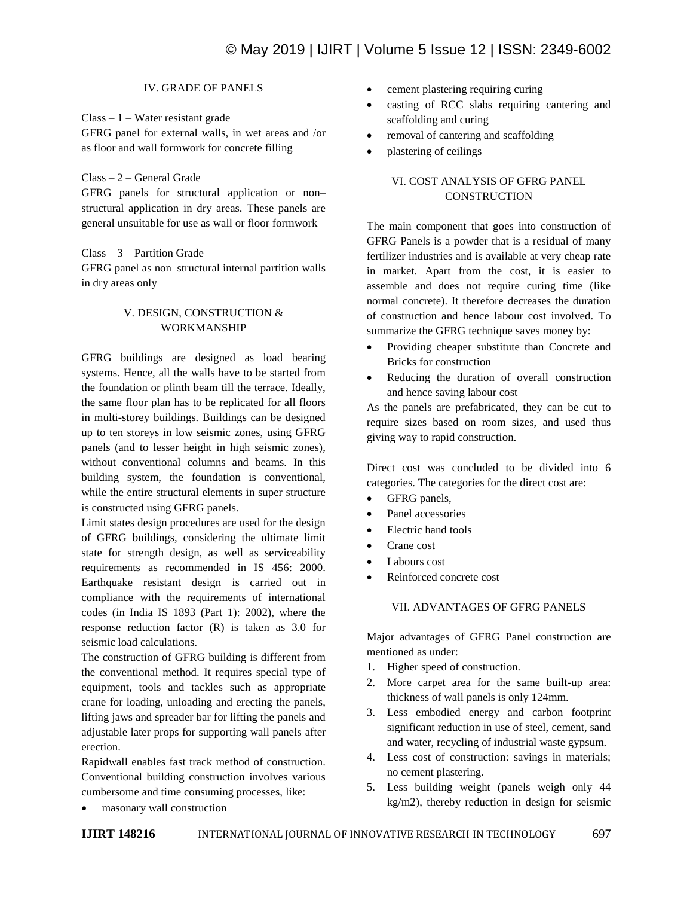## IV. GRADE OF PANELS

Class – 1 – Water resistant grade
GFRG panel for external walls, in wet areas and /or as floor and wall formwork for concrete filling

Class – 2 – General Grade
GFRG panels for structural application or non–structural application in dry areas. These panels are general unsuitable for use as wall or floor formwork

Class – 3 – Partition Grade
GFRG panel as non–structural internal partition walls in dry areas only

## V. DESIGN, CONSTRUCTION & WORKMANSHIP

GFRG buildings are designed as load bearing systems. Hence, all the walls have to be started from the foundation or plinth beam till the terrace. Ideally, the same floor plan has to be replicated for all floors in multi-storey buildings. Buildings can be designed up to ten storeys in low seismic zones, using GFRG panels (and to lesser height in high seismic zones), without conventional columns and beams. In this building system, the foundation is conventional, while the entire structural elements in super structure is constructed using GFRG panels.

Limit states design procedures are used for the design of GFRG buildings, considering the ultimate limit state for strength design, as well as serviceability requirements as recommended in IS 456: 2000. Earthquake resistant design is carried out in compliance with the requirements of international codes (in India IS 1893 (Part 1): 2002), where the response reduction factor (R) is taken as 3.0 for seismic load calculations.

The construction of GFRG building is different from the conventional method. It requires special type of equipment, tools and tackles such as appropriate crane for loading, unloading and erecting the panels, lifting jaws and spreader bar for lifting the panels and adjustable later props for supporting wall panels after erection.

Rapidwall enables fast track method of construction. Conventional building construction involves various cumbersome and time consuming processes, like:

- masonary wall construction
- cement plastering requiring curing
- casting of RCC slabs requiring cantering and scaffolding and curing
- removal of cantering and scaffolding
- plastering of ceilings

## VI. COST ANALYSIS OF GFRG PANEL CONSTRUCTION

The main component that goes into construction of GFRG Panels is a powder that is a residual of many fertilizer industries and is available at very cheap rate in market. Apart from the cost, it is easier to assemble and does not require curing time (like normal concrete). It therefore decreases the duration of construction and hence labour cost involved. To summarize the GFRG technique saves money by:

- Providing cheaper substitute than Concrete and Bricks for construction
- Reducing the duration of overall construction and hence saving labour cost

As the panels are prefabricated, they can be cut to require sizes based on room sizes, and used thus giving way to rapid construction.

Direct cost was concluded to be divided into 6 categories. The categories for the direct cost are:

- GFRG panels,
- Panel accessories
- Electric hand tools
- Crane cost
- Labours cost
- Reinforced concrete cost

## VII. ADVANTAGES OF GFRG PANELS

Major advantages of GFRG Panel construction are mentioned as under:

1. Higher speed of construction.
2. More carpet area for the same built-up area: thickness of wall panels is only 124mm.
3. Less embodied energy and carbon footprint significant reduction in use of steel, cement, sand and water, recycling of industrial waste gypsum.
4. Less cost of construction: savings in materials; no cement plastering.
5. Less building weight (panels weigh only 44 kg/m2), thereby reduction in design for seismic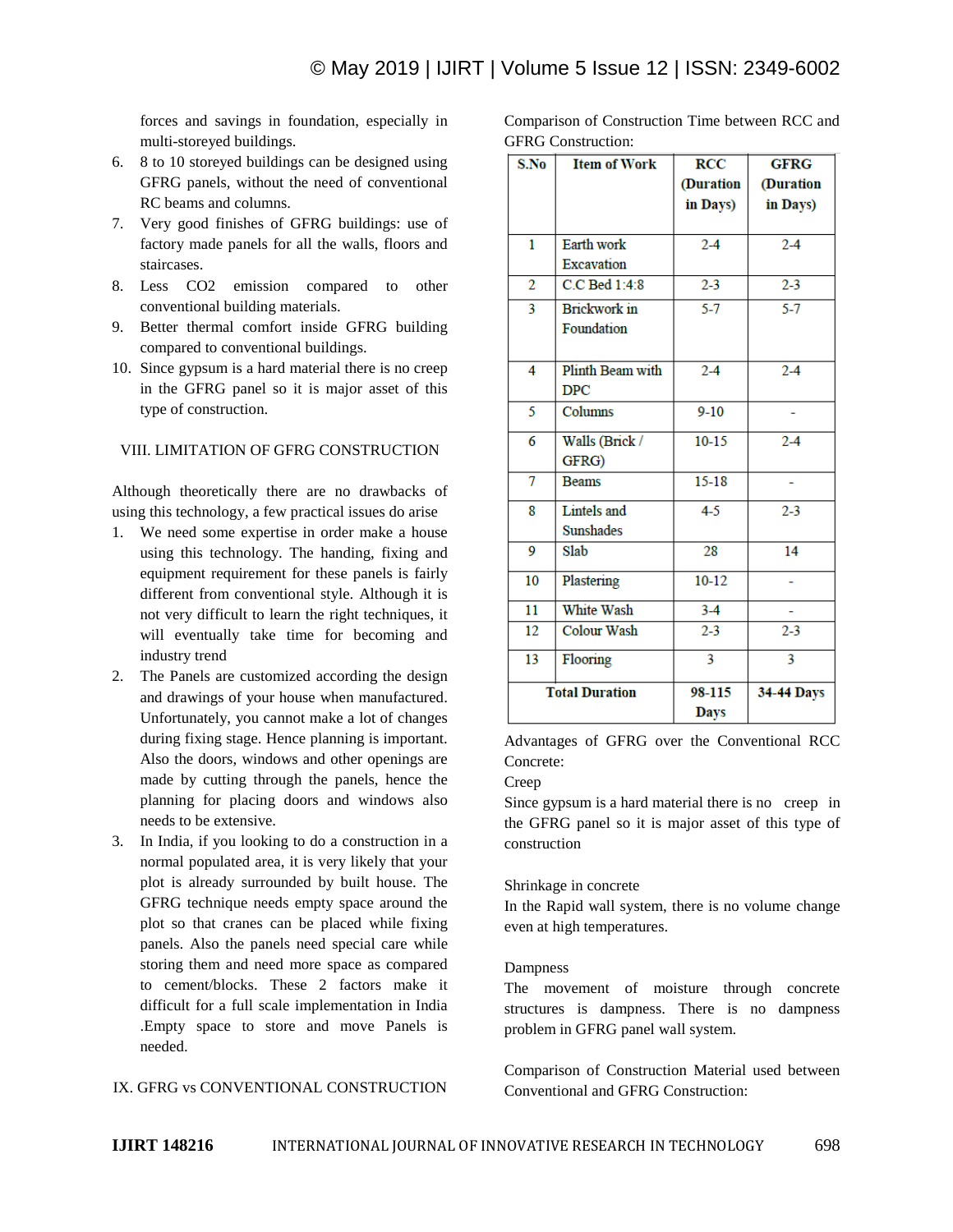forces and savings in foundation, especially in multi-storeyed buildings.

6. 8 to 10 storeyed buildings can be designed using GFRG panels, without the need of conventional RC beams and columns.
7. Very good finishes of GFRG buildings: use of factory made panels for all the walls, floors and staircases.
8. Less $CO_2$ emission compared to other conventional building materials.
9. Better thermal comfort inside GFRG building compared to conventional buildings.
10. Since gypsum is a hard material there is no creep in the GFRG panel so it is major asset of this type of construction.

## VIII. LIMITATION OF GFRG CONSTRUCTION

Although theoretically there are no drawbacks of using this technology, a few practical issues do arise

1. We need some expertise in order make a house using this technology. The handing, fixing and equipment requirement for these panels is fairly different from conventional style. Although it is not very difficult to learn the right techniques, it will eventually take time for becoming and industry trend
2. The Panels are customized according the design and drawings of your house when manufactured. Unfortunately, you cannot make a lot of changes during fixing stage. Hence planning is important. Also the doors, windows and other openings are made by cutting through the panels, hence the planning for placing doors and windows also needs to be extensive.
3. In India, if you looking to do a construction in a normal populated area, it is very likely that your plot is already surrounded by built house. The GFRG technique needs empty space around the plot so that cranes can be placed while fixing panels. Also the panels need special care while storing them and need more space as compared to cement/blocks. These 2 factors make it difficult for a full scale implementation in India .Empty space to store and move Panels is needed.

## IX. GFRG vs CONVENTIONAL CONSTRUCTION

Comparison of Construction Time between RCC and GFRG Construction:

| S.No | Item of Work | RCC (Duration in Days) | GFRG (Duration in Days) |
|---|---|---|---|
| 1 | Earth work Excavation | 2-4 | 2-4 |
| 2 | C.C Bed 1:4:8 | 2-3 | 2-3 |
| 3 | Brickwork in Foundation | 5-7 | 5-7 |
| 4 | Plinth Beam with DPC | 2-4 | 2-4 |
| 5 | Columns | 9-10 | - |
| 6 | Walls (Brick / GFRG) | 10-15 | 2-4 |
| 7 | Beams | 15-18 | - |
| 8 | Lintels and Sunshades | 4-5 | 2-3 |
| 9 | Slab | 28 | 14 |
| 10 | Plastering | 10-12 | - |
| 11 | White Wash | 3-4 | - |
| 12 | Colour Wash | 2-3 | 2-3 |
| 13 | Flooring | 3 | 3 |
| **Total Duration** | | **98-115 Days** | **34-44 Days** |

Advantages of GFRG over the Conventional RCC Concrete:

Creep

Since gypsum is a hard material there is no creep in the GFRG panel so it is major asset of this type of construction

Shrinkage in concrete

In the Rapid wall system, there is no volume change even at high temperatures.

Dampness

The movement of moisture through concrete structures is dampness. There is no dampness problem in GFRG panel wall system.

Comparison of Construction Material used between Conventional and GFRG Construction: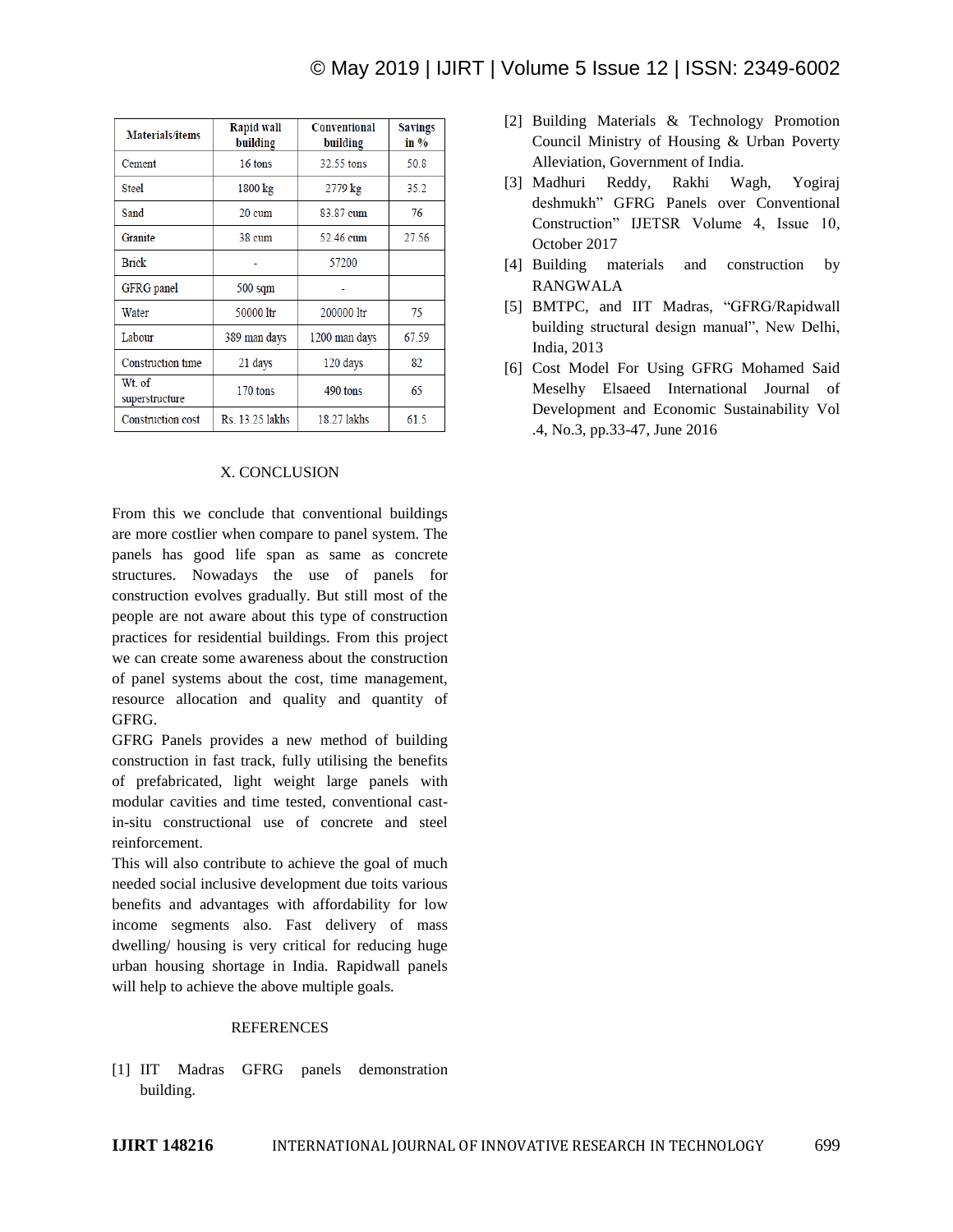| Materials/items | Rapid wall building | Conventional building | Savings in % |
|---|---|---|---|
| Cement | 16 tons | 32.55 tons | 50.8 |
| Steel | 1800 kg | 2779 kg | 35.2 |
| Sand | 20 cum | 83.87 cum | 76 |
| Granite | 38 cum | 52.46 cum | 27.56 |
| Brick | - | 57200 | |
| GFRG panel | 500 sqm | - | |
| Water | 50000 ltr | 200000 ltr | 75 |
| Labour | 389 man days | 1200 man days | 67.59 |
| Construction time | 21 days | 120 days | 82 |
| Wt. of superstructure | 170 tons | 490 tons | 65 |
| Construction cost | Rs. 13.25 lakhs | 18.27 lakhs | 61.5 |

## X. CONCLUSION

From this we conclude that conventional buildings are more costlier when compare to panel system. The panels has good life span as same as concrete structures. Nowadays the use of panels for construction evolves gradually. But still most of the people are not aware about this type of construction practices for residential buildings. From this project we can create some awareness about the construction of panel systems about the cost, time management, resource allocation and quality and quantity of GFRG.

GFRG Panels provides a new method of building construction in fast track, fully utilising the benefits of prefabricated, light weight large panels with modular cavities and time tested, conventional cast-in-situ constructional use of concrete and steel reinforcement.

This will also contribute to achieve the goal of much needed social inclusive development due toits various benefits and advantages with affordability for low income segments also. Fast delivery of mass dwelling/ housing is very critical for reducing huge urban housing shortage in India. Rapidwall panels will help to achieve the above multiple goals.

## REFERENCES

[1] IIT Madras GFRG panels demonstration building.

[2] Building Materials & Technology Promotion Council Ministry of Housing & Urban Poverty Alleviation, Government of India.

[3] Madhuri Reddy, Rakhi Wagh, Yogiraj deshmukh" GFRG Panels over Conventional Construction" IJETSR Volume 4, Issue 10, October 2017

[4] Building materials and construction by RANGWALA

[5] BMTPC, and IIT Madras, "GFRG/Rapidwall building structural design manual", New Delhi, India, 2013

[6] Cost Model For Using GFRG Mohamed Said Meselhy Elsaeed International Journal of Development and Economic Sustainability Vol .4, No.3, pp.33-47, June 2016